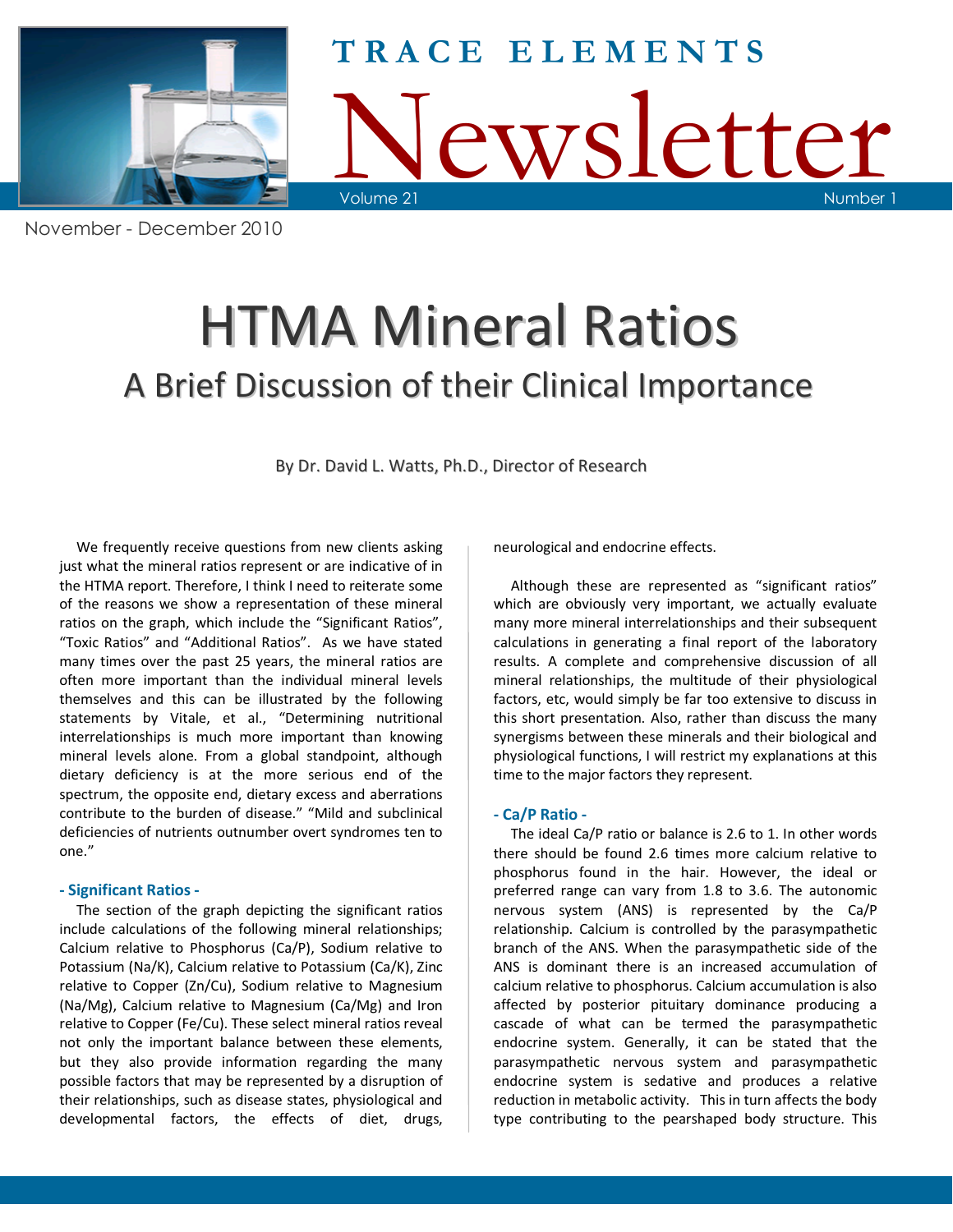# TRACE ELEMENTS Newsletter

November - December 2010

# HTMA Mineral Ratios

## A Brief Discussion of their Clinical Importance

By Dr. David L. Watts, Ph.D., Director of Research

We frequently receive questions from new clients asking just what the mineral ratios represent or are indicative of in the HTMA report. Therefore, I think I need to reiterate some of the reasons we show a representation of these mineral ratios on the graph, which include the "Significant Ratios", "Toxic Ratios" and "Additional Ratios". As we have stated many times over the past 25 years, the mineral ratios are often more important than the individual mineral levels themselves and this can be illustrated by the following statements by Vitale, et al., "Determining nutritional interrelationships is much more important than knowing mineral levels alone. From a global standpoint, although dietary deficiency is at the more serious end of the spectrum, the opposite end, dietary excess and aberrations contribute to the burden of disease." "Mild and subclinical deficiencies of nutrients outnumber overt syndromes ten to one."

### - Significant Ratios -

The section of the graph depicting the significant ratios include calculations of the following mineral relationships; Calcium relative to Phosphorus (Ca/P), Sodium relative to Potassium (Na/K), Calcium relative to Potassium (Ca/K), Zinc relative to Copper (Zn/Cu), Sodium relative to Magnesium (Na/Mg), Calcium relative to Magnesium (Ca/Mg) and Iron relative to Copper (Fe/Cu). These select mineral ratios reveal not only the important balance between these elements, but they also provide information regarding the many possible factors that may be represented by a disruption of their relationships, such as disease states, physiological and developmental factors, the effects of diet, drugs, neurological and endocrine effects.

Although these are represented as "significant ratios" which are obviously very important, we actually evaluate many more mineral interrelationships and their subsequent calculations in generating a final report of the laboratory results. A complete and comprehensive discussion of all mineral relationships, the multitude of their physiological factors, etc, would simply be far too extensive to discuss in this short presentation. Also, rather than discuss the many synergisms between these minerals and their biological and physiological functions, I will restrict my explanations at this time to the major factors they represent.

### - Ca/P Ratio -

The ideal Ca/P ratio or balance is 2.6 to 1. In other words there should be found 2.6 times more calcium relative to phosphorus found in the hair. However, the ideal or preferred range can vary from 1.8 to 3.6. The autonomic nervous system (ANS) is represented by the Ca/P relationship. Calcium is controlled by the parasympathetic branch of the ANS. When the parasympathetic side of the ANS is dominant there is an increased accumulation of calcium relative to phosphorus. Calcium accumulation is also affected by posterior pituitary dominance producing a cascade of what can be termed the parasympathetic endocrine system. Generally, it can be stated that the parasympathetic nervous system and parasympathetic endocrine system is sedative and produces a relative reduction in metabolic activity. This in turn affects the body type contributing to the pearshaped body structure. This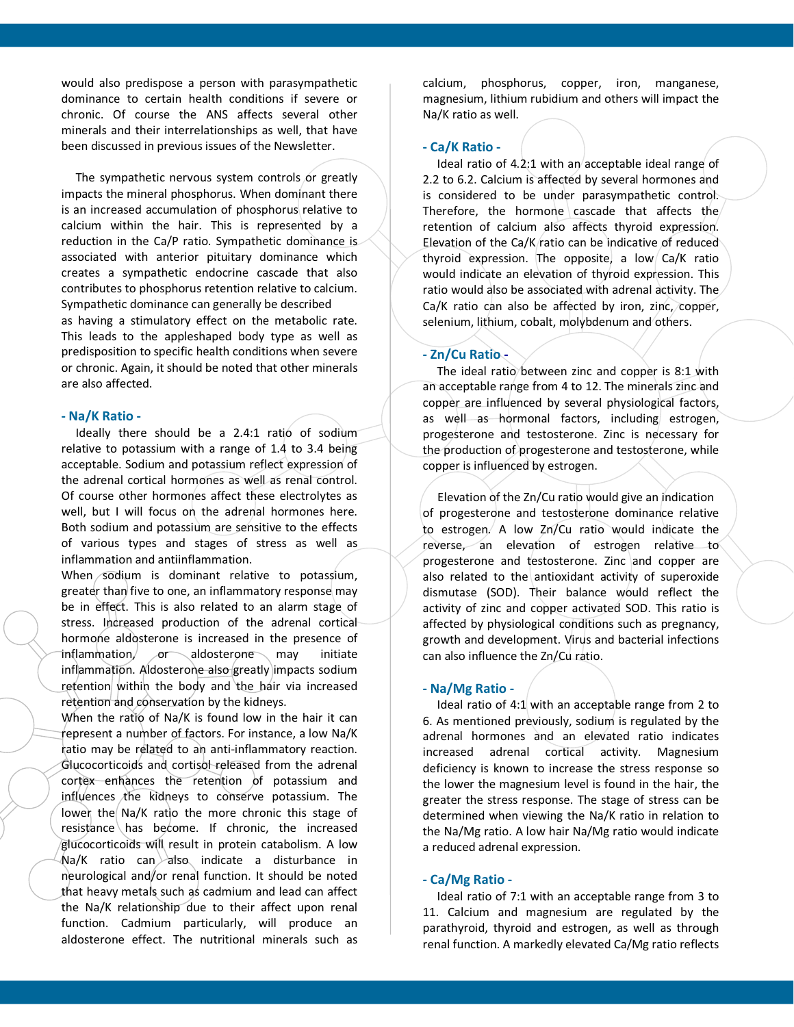would also predispose a person with parasympathetic dominance to certain health conditions if severe or chronic. Of course the ANS affects several other minerals and their interrelationships as well, that have been discussed in previous issues of the Newsletter.

The sympathetic nervous system controls or greatly impacts the mineral phosphorus. When dominant there is an increased accumulation of phosphorus relative to calcium within the hair. This is represented by a reduction in the Ca/P ratio. Sympathetic dominance is associated with anterior pituitary dominance which creates a sympathetic endocrine cascade that also contributes to phosphorus retention relative to calcium. Sympathetic dominance can generally be described as having a stimulatory effect on the metabolic rate. This leads to the appleshaped body type as well as predisposition to specific health conditions when severe or chronic. Again, it should be noted that other minerals are also affected.

### - Na/K Ratio -

Ideally there should be a 2.4:1 ratio of sodium relative to potassium with a range of 1.4 to 3.4 being acceptable. Sodium and potassium reflect expression of the adrenal cortical hormones as well as renal control. Of course other hormones affect these electrolytes as well, but I will focus on the adrenal hormones here. Both sodium and potassium are sensitive to the effects of various types and stages of stress as well as inflammation and antiinflammation.

When sodium is dominant relative to potassium, greater than five to one, an inflammatory response may be in effect. This is also related to an alarm stage of stress. Increased production of the adrenal cortical hormone aldosterone is increased in the presence of inflammation, or aldosterone may initiate inflammation. Aldosterone also greatly impacts sodium retention within the body and the hair via increased retention and conservation by the kidneys.

When the ratio of Na/K is found low in the hair it can represent a number of factors. For instance, a low Na/K ratio may be related to an anti-inflammatory reaction. Glucocorticoids and cortisol released from the adrenal cortex enhances the retention of potassium and influences the kidneys to conserve potassium. The lower the Na/K ratio the more chronic this stage of resistance has become. If chronic, the increased glucocorticoids will result in protein catabolism. A low Na/K ratio can also indicate a disturbance in neurological and/or renal function. It should be noted that heavy metals such as cadmium and lead can affect the Na/K relationship due to their affect upon renal function. Cadmium particularly, will produce an aldosterone effect. The nutritional minerals such as calcium, phosphorus, copper, iron, manganese, magnesium, lithium rubidium and others will impact the Na/K ratio as well.

### - Ca/K Ratio -

Ideal ratio of 4.2:1 with an acceptable ideal range of 2.2 to 6.2. Calcium is affected by several hormones and is considered to be under parasympathetic control. Therefore, the hormone cascade that affects the retention of calcium also affects thyroid expression. Elevation of the Ca/K ratio can be indicative of reduced thyroid expression. The opposite, a low Ca/K ratio would indicate an elevation of thyroid expression. This ratio would also be associated with adrenal activity. The Ca/K ratio can also be affected by iron, zinc, copper, selenium, lithium, cobalt, molybdenum and others.

### - Zn/Cu Ratio -

The ideal ratio between zinc and copper is 8:1 with an acceptable range from 4 to 12. The minerals zinc and copper are influenced by several physiological factors, as well as hormonal factors, including estrogen, progesterone and testosterone. Zinc is necessary for the production of progesterone and testosterone, while copper is influenced by estrogen.

Elevation of the Zn/Cu ratio would give an indication of progesterone and testosterone dominance relative to estrogen. A low Zn/Cu ratio would indicate the reverse, an elevation of estrogen relative to progesterone and testosterone. Zinc and copper are also related to the antioxidant activity of superoxide dismutase (SOD). Their balance would reflect the activity of zinc and copper activated SOD. This ratio is affected by physiological conditions such as pregnancy, growth and development. Virus and bacterial infections can also influence the Zn/Cu ratio.

### - Na/Mg Ratio -

Ideal ratio of 4:1 with an acceptable range from 2 to 6. As mentioned previously, sodium is regulated by the adrenal hormones and an elevated ratio indicates increased adrenal cortical activity. Magnesium deficiency is known to increase the stress response so the lower the magnesium level is found in the hair, the greater the stress response. The stage of stress can be determined when viewing the Na/K ratio in relation to the Na/Mg ratio. A low hair Na/Mg ratio would indicate a reduced adrenal expression.

### - Ca/Mg Ratio -

Ideal ratio of 7:1 with an acceptable range from 3 to 11. Calcium and magnesium are regulated by the parathyroid, thyroid and estrogen, as well as through renal function. A markedly elevated Ca/Mg ratio reflects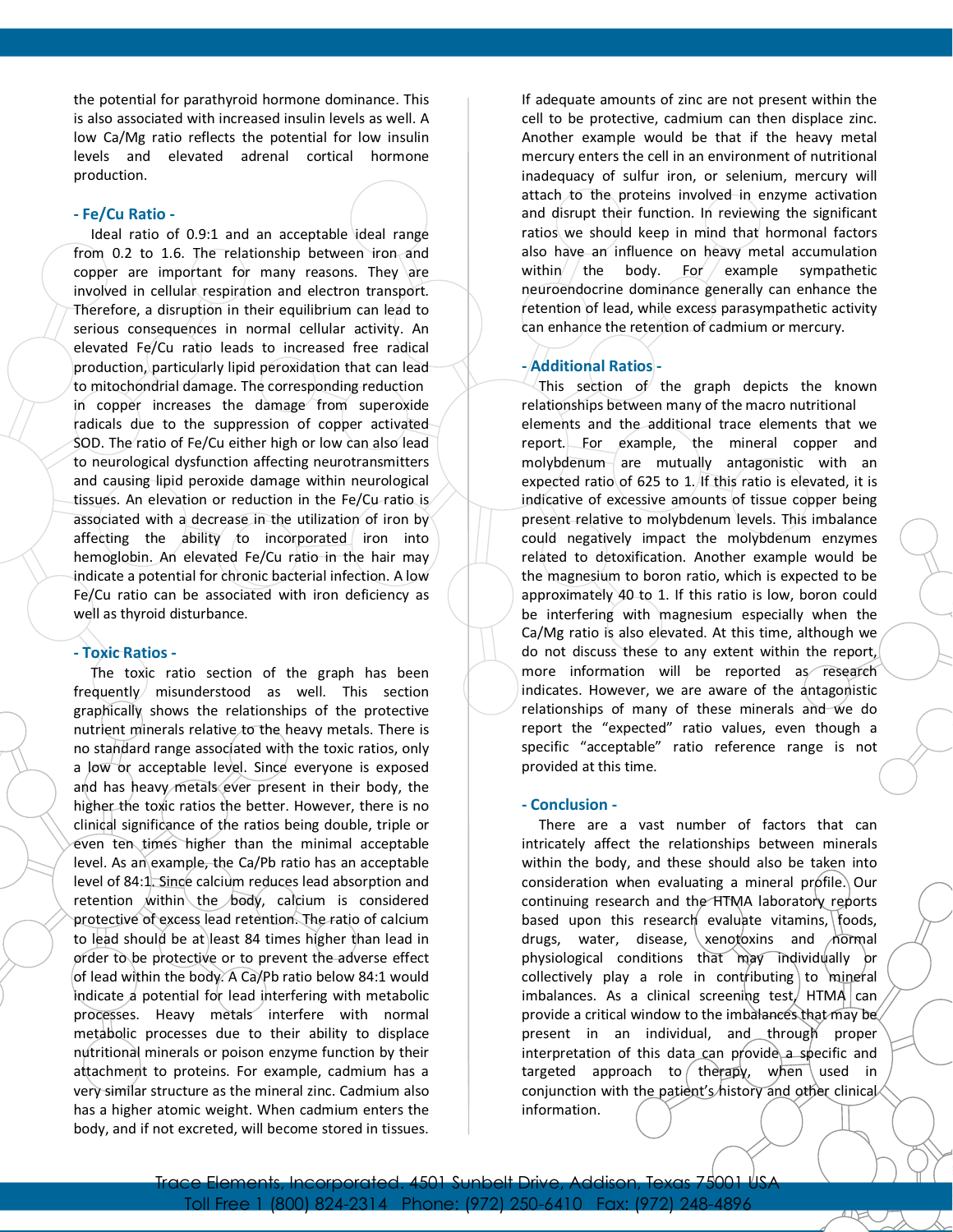the potential for parathyroid hormone dominance. This is also associated with increased insulin levels as well. A low Ca/Mg ratio reflects the potential for low insulin levels and elevated adrenal cortical hormone production.

## - Fe/Cu Ratio -

Ideal ratio of 0.9:1 and an acceptable ideal range from 0.2 to 1.6. The relationship between iron and copper are important for many reasons. They are involved in cellular respiration and electron transport. Therefore, a disruption in their equilibrium can lead to serious consequences in normal cellular activity. An elevated Fe/Cu ratio leads to increased free radical production, particularly lipid peroxidation that can lead to mitochondrial damage. The corresponding reduction in copper increases the damage from superoxide radicals due to the suppression of copper activated SOD. The ratio of Fe/Cu either high or low can also lead to neurological dysfunction affecting neurotransmitters and causing lipid peroxide damage within neurological tissues. An elevation or reduction in the Fe/Cu ratio is associated with a decrease in the utilization of iron by affecting the ability to incorporated iron into hemoglobin. An elevated Fe/Cu ratio in the hair may indicate a potential for chronic bacterial infection. A low Fe/Cu ratio can be associated with iron deficiency as well as thyroid disturbance.

## - Toxic Ratios -

The toxic ratio section of the graph has been frequently misunderstood as well. This section graphically shows the relationships of the protective nutrient minerals relative to the heavy metals. There is no standard range associated with the toxic ratios, only a low or acceptable level. Since everyone is exposed and has heavy metals ever present in their body, the higher the toxic ratios the better. However, there is no clinical significance of the ratios being double, triple or even ten times higher than the minimal acceptable level. As an example, the Ca/Pb ratio has an acceptable level of 84:1. Since calcium reduces lead absorption and retention within the body, calcium is considered protective of excess lead retention. The ratio of calcium to lead should be at least 84 times higher than lead in order to be protective or to prevent the adverse effect of lead within the body. A Ca/Pb ratio below 84:1 would indicate a potential for lead interfering with metabolic processes. Heavy metals interfere with normal metabolic processes due to their ability to displace nutritional minerals or poison enzyme function by their attachment to proteins. For example, cadmium has a very similar structure as the mineral zinc. Cadmium also has a higher atomic weight. When cadmium enters the body, and if not excreted, will become stored in tissues. If adequate amounts of zinc are not present within the cell to be protective, cadmium can then displace zinc. Another example would be that if the heavy metal mercury enters the cell in an environment of nutritional inadequacy of sulfur iron, or selenium, mercury will attach to the proteins involved in enzyme activation and disrupt their function. In reviewing the significant ratios we should keep in mind that hormonal factors also have an influence on heavy metal accumulation within the body. For example sympathetic neuroendocrine dominance generally can enhance the retention of lead, while excess parasympathetic activity can enhance the retention of cadmium or mercury.

## - Additional Ratios -

This section of the graph depicts the known relationships between many of the macro nutritional elements and the additional trace elements that we report. For example, the mineral copper and molybdenum are mutually antagonistic with an expected ratio of 625 to 1. If this ratio is elevated, it is indicative of excessive amounts of tissue copper being present relative to molybdenum levels. This imbalance could negatively impact the molybdenum enzymes related to detoxification. Another example would be the magnesium to boron ratio, which is expected to be approximately 40 to 1. If this ratio is low, boron could be interfering with magnesium especially when the Ca/Mg ratio is also elevated. At this time, although we do not discuss these to any extent within the report, more information will be reported as research indicates. However, we are aware of the antagonistic relationships of many of these minerals and we do report the "expected" ratio values, even though a specific "acceptable" ratio reference range is not provided at this time.

## - Conclusion -

There are a vast number of factors that can intricately affect the relationships between minerals within the body, and these should also be taken into consideration when evaluating a mineral profile. Our continuing research and the HTMA laboratory reports based upon this research evaluate vitamins, foods, drugs, water, disease, xenotoxins and normal physiological conditions that may individually or collectively play a role in contributing to mineral imbalances. As a clinical screening test, HTMA can provide a critical window to the imbalances that may be present in an individual, and through proper interpretation of this data can provide a specific and targeted approach to therapy, when used in conjunction with the patient's history and other clinical information.